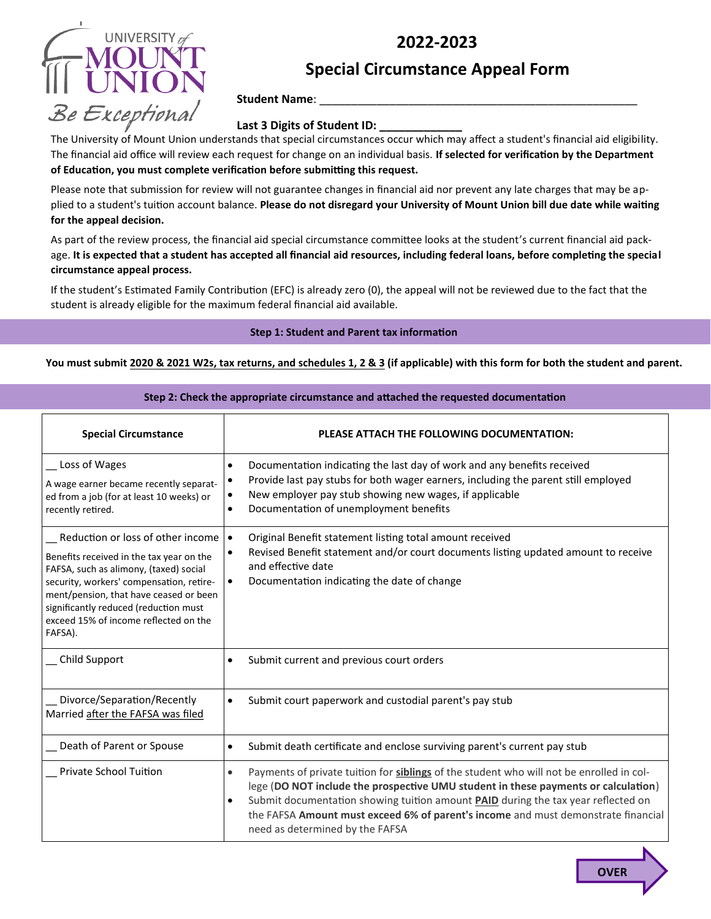# 2022-2023

## Special Circumstance Appeal Form

**Student Name**: ___________________________________________________

**Last 3 Digits of Student ID: ____________**

The University of Mount Union understands that special circumstances occur which may affect a student's financial aid eligibility. The financial aid office will review each request for change on an individual basis. **If selected for verification by the Department of Education, you must complete verification before submitting this request.**

Please note that submission for review will not guarantee changes in financial aid nor prevent any late charges that may be applied to a student's tuition account balance. **Please do not disregard your University of Mount Union bill due date while waiting for the appeal decision.**

As part of the review process, the financial aid special circumstance committee looks at the student's current financial aid package. **It is expected that a student has accepted all financial aid resources, including federal loans, before completing the special circumstance appeal process.**

If the student's Estimated Family Contribution (EFC) is already zero (0), the appeal will not be reviewed due to the fact that the student is already eligible for the maximum federal financial aid available.

### Step 1: Student and Parent tax information

**You must submit 2020 & 2021 W2s, tax returns, and schedules 1, 2 & 3 (if applicable) with this form for both the student and parent.**

### Step 2: Check the appropriate circumstance and attached the requested documentation

| Special Circumstance | PLEASE ATTACH THE FOLLOWING DOCUMENTATION: |
|---|---|
| __ Loss of Wages<br>A wage earner became recently separated from a job (for at least 10 weeks) or recently retired. | • Documentation indicating the last day of work and any benefits received<br>• Provide last pay stubs for both wager earners, including the parent still employed<br>• New employer pay stub showing new wages, if applicable<br>• Documentation of unemployment benefits |
| __ Reduction or loss of other income<br>Benefits received in the tax year on the FAFSA, such as alimony, (taxed) social security, workers' compensation, retirement/pension, that have ceased or been significantly reduced (reduction must exceed 15% of income reflected on the FAFSA). | • Original Benefit statement listing total amount received<br>• Revised Benefit statement and/or court documents listing updated amount to receive and effective date<br>• Documentation indicating the date of change |
| __ Child Support | • Submit current and previous court orders |
| __ Divorce/Separation/Recently Married after the FAFSA was filed | • Submit court paperwork and custodial parent's pay stub |
| __ Death of Parent or Spouse | • Submit death certificate and enclose surviving parent's current pay stub |
| __ Private School Tuition | • Payments of private tuition for **siblings** of the student who will not be enrolled in college (**DO NOT include the prospective UMU student in these payments or calculation**)<br>• Submit documentation showing tuition amount **PAID** during the tax year reflected on the FAFSA **Amount must exceed 6% of parent's income** and must demonstrate financial need as determined by the FAFSA |

**OVER**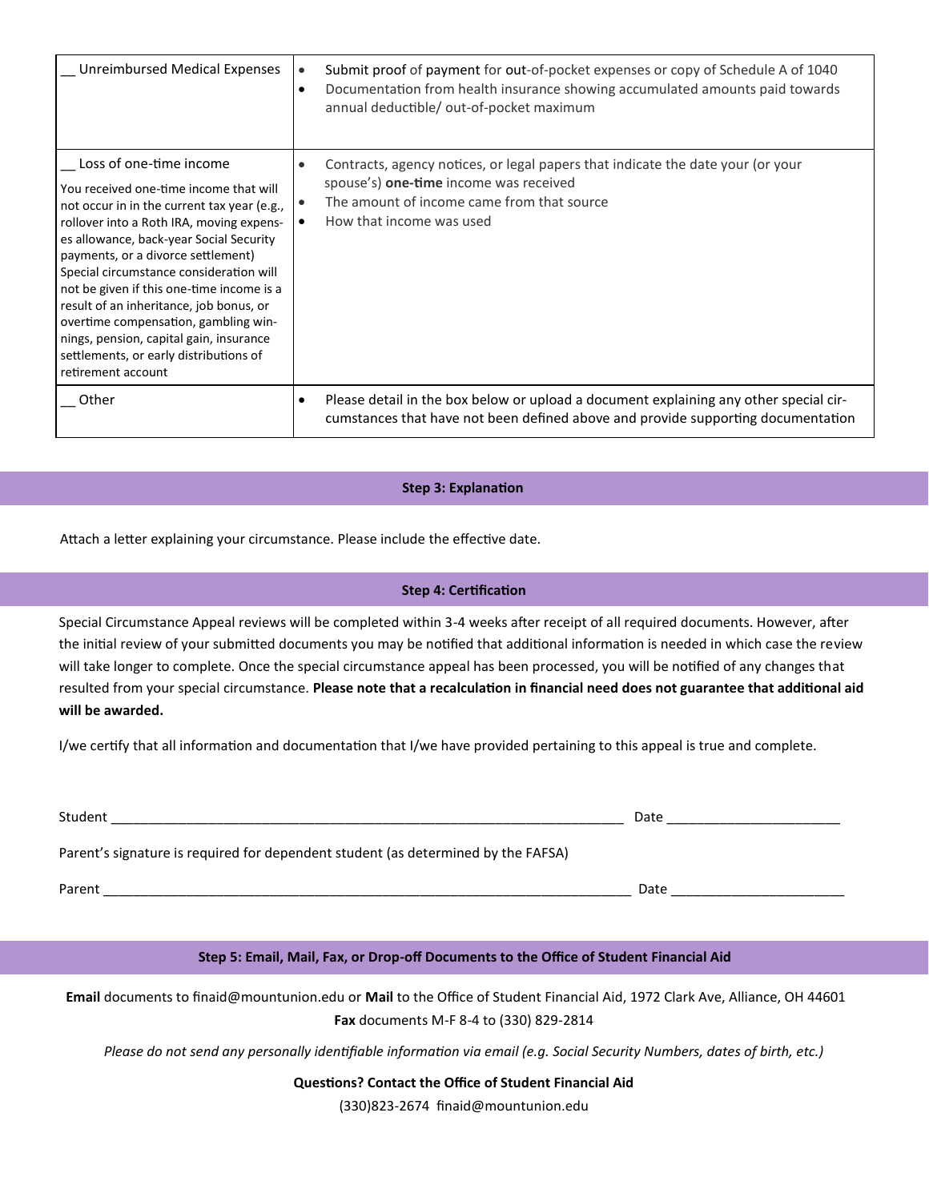| | |
|---|---|
| __ Unreimbursed Medical Expenses | • Submit proof of payment for out-of-pocket expenses or copy of Schedule A of 1040<br>• Documentation from health insurance showing accumulated amounts paid towards annual deductible/ out-of-pocket maximum |
| __ Loss of one-time income<br>You received one-time income that will not occur in in the current tax year (e.g., rollover into a Roth IRA, moving expenses allowance, back-year Social Security payments, or a divorce settlement) Special circumstance consideration will not be given if this one-time income is a result of an inheritance, job bonus, or overtime compensation, gambling winnings, pension, capital gain, insurance settlements, or early distributions of retirement account | • Contracts, agency notices, or legal papers that indicate the date your (or your spouse's) **one-time** income was received<br>• The amount of income came from that source<br>• How that income was used |
| __ Other | • Please detail in the box below or upload a document explaining any other special circumstances that have not been defined above and provide supporting documentation |

## Step 3: Explanation

Attach a letter explaining your circumstance. Please include the effective date.

## Step 4: Certification

Special Circumstance Appeal reviews will be completed within 3-4 weeks after receipt of all required documents. However, after the initial review of your submitted documents you may be notified that additional information is needed in which case the review will take longer to complete. Once the special circumstance appeal has been processed, you will be notified of any changes that resulted from your special circumstance. **Please note that a recalculation in financial need does not guarantee that additional aid will be awarded.**

I/we certify that all information and documentation that I/we have provided pertaining to this appeal is true and complete.

Student ______________________________________________ Date ____________________

Parent's signature is required for dependent student (as determined by the FAFSA)

Parent ______________________________________________ Date ____________________

## Step 5: Email, Mail, Fax, or Drop-off Documents to the Office of Student Financial Aid

**Email** documents to finaid@mountunion.edu or **Mail** to the Office of Student Financial Aid, 1972 Clark Ave, Alliance, OH 44601
**Fax** documents M-F 8-4 to (330) 829-2814

*Please do not send any personally identifiable information via email (e.g. Social Security Numbers, dates of birth, etc.)*

**Questions? Contact the Office of Student Financial Aid**
(330)823-2674 finaid@mountunion.edu